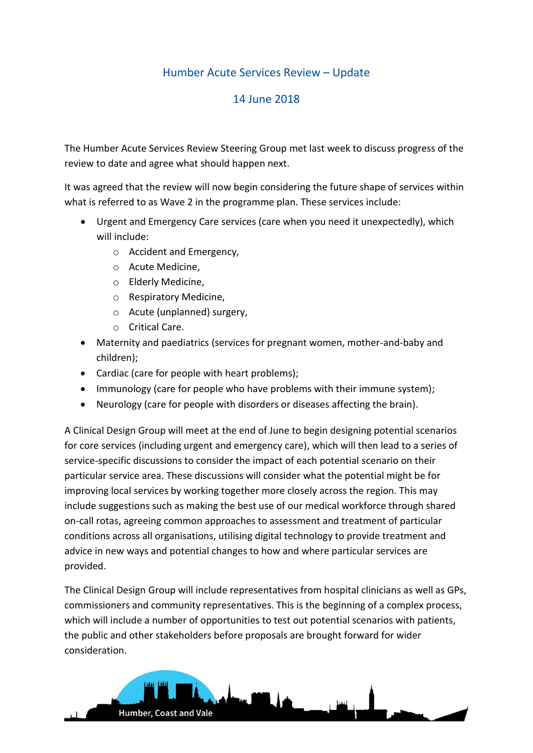# Humber Acute Services Review – Update

## 14 June 2018

The Humber Acute Services Review Steering Group met last week to discuss progress of the review to date and agree what should happen next.

It was agreed that the review will now begin considering the future shape of services within what is referred to as Wave 2 in the programme plan. These services include:

- Urgent and Emergency Care services (care when you need it unexpectedly), which will include:
  - Accident and Emergency,
  - Acute Medicine,
  - Elderly Medicine,
  - Respiratory Medicine,
  - Acute (unplanned) surgery,
  - Critical Care.
- Maternity and paediatrics (services for pregnant women, mother-and-baby and children);
- Cardiac (care for people with heart problems);
- Immunology (care for people who have problems with their immune system);
- Neurology (care for people with disorders or diseases affecting the brain).

A Clinical Design Group will meet at the end of June to begin designing potential scenarios for core services (including urgent and emergency care), which will then lead to a series of service-specific discussions to consider the impact of each potential scenario on their particular service area. These discussions will consider what the potential might be for improving local services by working together more closely across the region. This may include suggestions such as making the best use of our medical workforce through shared on-call rotas, agreeing common approaches to assessment and treatment of particular conditions across all organisations, utilising digital technology to provide treatment and advice in new ways and potential changes to how and where particular services are provided.

The Clinical Design Group will include representatives from hospital clinicians as well as GPs, commissioners and community representatives. This is the beginning of a complex process, which will include a number of opportunities to test out potential scenarios with patients, the public and other stakeholders before proposals are brought forward for wider consideration.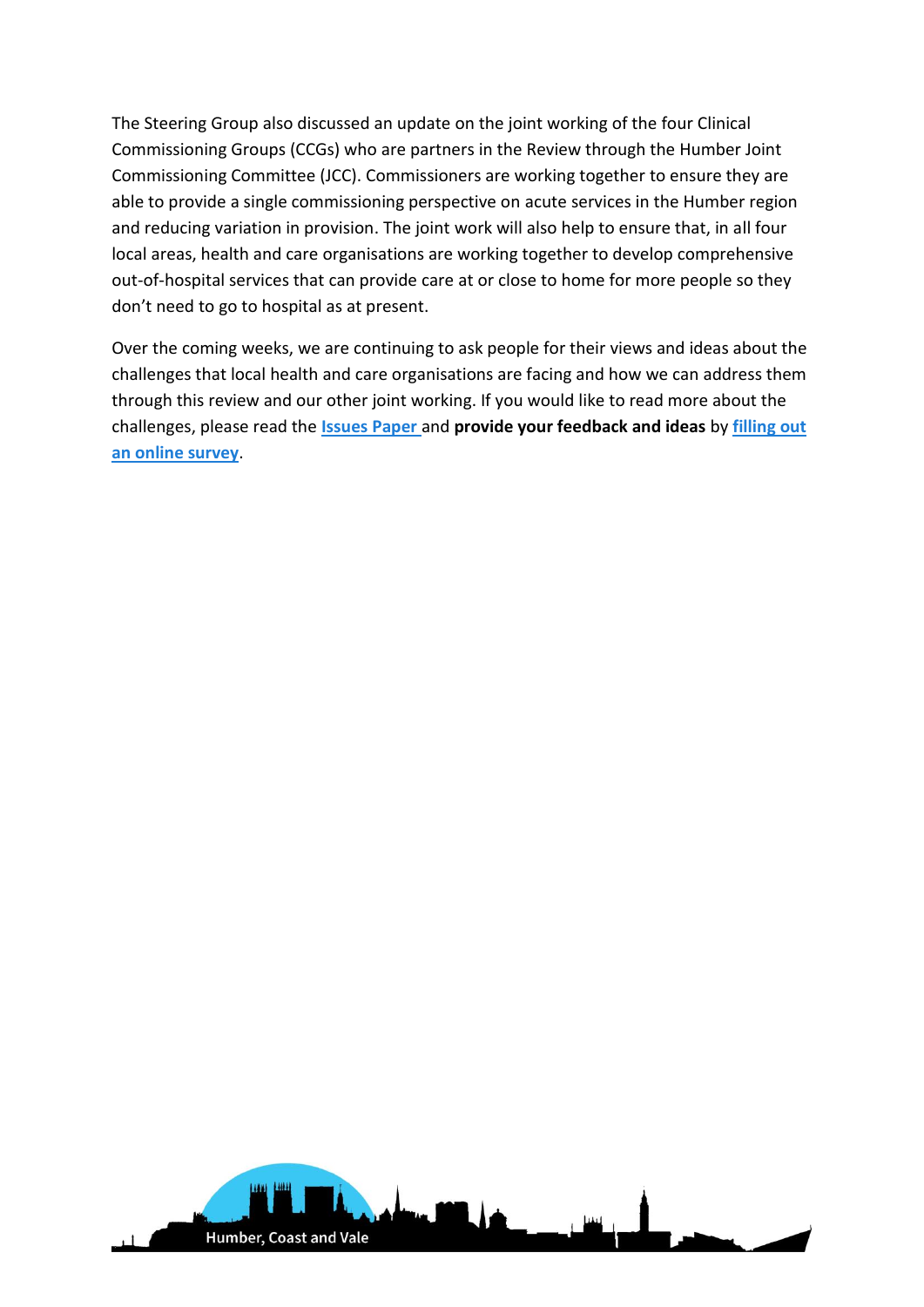The Steering Group also discussed an update on the joint working of the four Clinical Commissioning Groups (CCGs) who are partners in the Review through the Humber Joint Commissioning Committee (JCC). Commissioners are working together to ensure they are able to provide a single commissioning perspective on acute services in the Humber region and reducing variation in provision. The joint work will also help to ensure that, in all four local areas, health and care organisations are working together to develop comprehensive out-of-hospital services that can provide care at or close to home for more people so they don't need to go to hospital as at present.

Over the coming weeks, we are continuing to ask people for their views and ideas about the challenges that local health and care organisations are facing and how we can address them through this review and our other joint working. If you would like to read more about the challenges, please read the **Issues Paper** and **provide your feedback and ideas** by **filling out an online survey**.